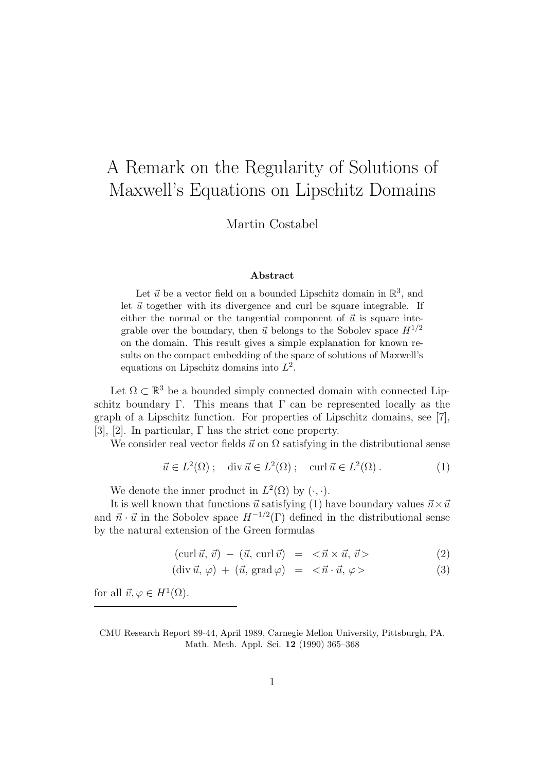# A Remark on the Regularity of Solutions of Maxwell's Equations on Lipschitz Domains

Martin Costabel

**Abstract**

Let $\vec{u}$ be a vector field on a bounded Lipschitz domain in $\mathbb{R}^3$, and let $\vec{u}$ together with its divergence and curl be square integrable. If either the normal or the tangential component of $\vec{u}$ is square integrable over the boundary, then $\vec{u}$ belongs to the Sobolev space $H^{1/2}$ on the domain. This result gives a simple explanation for known results on the compact embedding of the space of solutions of Maxwell's equations on Lipschitz domains into $L^2$.

Let $\Omega \subset \mathbb{R}^3$ be a bounded simply connected domain with connected Lipschitz boundary $\Gamma$. This means that $\Gamma$ can be represented locally as the graph of a Lipschitz function. For properties of Lipschitz domains, see [7], [3], [2]. In particular, $\Gamma$ has the strict cone property.

We consider real vector fields $\vec{u}$ on $\Omega$ satisfying in the distributional sense

$$\vec{u} \in L^2(\Omega)\,; \quad \operatorname{div} \vec{u} \in L^2(\Omega)\,; \quad \operatorname{curl} \vec{u} \in L^2(\Omega)\,. \tag{1}$$

We denote the inner product in $L^2(\Omega)$ by $(\cdot,\cdot)$.

It is well known that functions $\vec{u}$ satisfying (1) have boundary values $\vec{n}\times\vec{u}$ and $\vec{n}\cdot\vec{u}$ in the Sobolev space $H^{-1/2}(\Gamma)$ defined in the distributional sense by the natural extension of the Green formulas

$$(\operatorname{curl} \vec{u},\, \vec{v}) \;-\; (\vec{u},\, \operatorname{curl} \vec{v}) \;=\; <\vec{n}\times\vec{u},\, \vec{v}> \tag{2}$$

$$(\operatorname{div} \vec{u},\, \varphi) \;+\; (\vec{u},\, \operatorname{grad} \varphi) \;=\; <\vec{n}\cdot\vec{u},\, \varphi> \tag{3}$$

for all $\vec{v}, \varphi \in H^1(\Omega)$.

---

CMU Research Report 89-44, April 1989, Carnegie Mellon University, Pittsburgh, PA. Math. Meth. Appl. Sci. **12** (1990) 365–368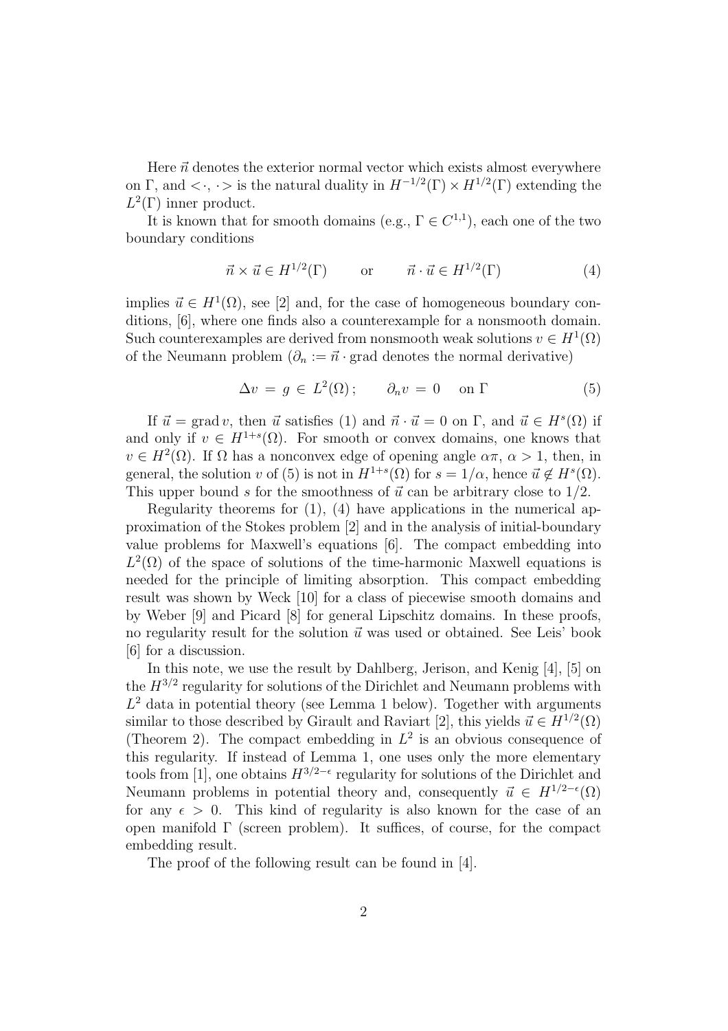Here $\vec{n}$ denotes the exterior normal vector which exists almost everywhere on $\Gamma$, and $<\cdot,\cdot>$ is the natural duality in $H^{-1/2}(\Gamma) \times H^{1/2}(\Gamma)$ extending the $L^2(\Gamma)$ inner product.

It is known that for smooth domains (e.g., $\Gamma \in C^{1,1}$), each one of the two boundary conditions

$$\vec{n} \times \vec{u} \in H^{1/2}(\Gamma) \qquad \text{or} \qquad \vec{n} \cdot \vec{u} \in H^{1/2}(\Gamma) \tag{4}$$

implies $\vec{u} \in H^1(\Omega)$, see [2] and, for the case of homogeneous boundary conditions, [6], where one finds also a counterexample for a nonsmooth domain. Such counterexamples are derived from nonsmooth weak solutions $v \in H^1(\Omega)$ of the Neumann problem ($\partial_n := \vec{n} \cdot \operatorname{grad}$ denotes the normal derivative)

$$\Delta v \;=\; g \;\in\; L^2(\Omega)\,; \qquad \partial_n v \;=\; 0 \quad \text{ on } \Gamma \tag{5}$$

If $\vec{u} = \operatorname{grad} v$, then $\vec{u}$ satisfies (1) and $\vec{n} \cdot \vec{u} = 0$ on $\Gamma$, and $\vec{u} \in H^s(\Omega)$ if and only if $v \in H^{1+s}(\Omega)$. For smooth or convex domains, one knows that $v \in H^2(\Omega)$. If $\Omega$ has a nonconvex edge of opening angle $\alpha\pi$, $\alpha > 1$, then, in general, the solution $v$ of (5) is not in $H^{1+s}(\Omega)$ for $s = 1/\alpha$, hence $\vec{u} \notin H^s(\Omega)$. This upper bound $s$ for the smoothness of $\vec{u}$ can be arbitrary close to $1/2$.

Regularity theorems for (1), (4) have applications in the numerical approximation of the Stokes problem [2] and in the analysis of initial-boundary value problems for Maxwell's equations [6]. The compact embedding into $L^2(\Omega)$ of the space of solutions of the time-harmonic Maxwell equations is needed for the principle of limiting absorption. This compact embedding result was shown by Weck [10] for a class of piecewise smooth domains and by Weber [9] and Picard [8] for general Lipschitz domains. In these proofs, no regularity result for the solution $\vec{u}$ was used or obtained. See Leis' book [6] for a discussion.

In this note, we use the result by Dahlberg, Jerison, and Kenig [4], [5] on the $H^{3/2}$ regularity for solutions of the Dirichlet and Neumann problems with $L^2$ data in potential theory (see Lemma 1 below). Together with arguments similar to those described by Girault and Raviart [2], this yields $\vec{u} \in H^{1/2}(\Omega)$ (Theorem 2). The compact embedding in $L^2$ is an obvious consequence of this regularity. If instead of Lemma 1, one uses only the more elementary tools from [1], one obtains $H^{3/2-\epsilon}$ regularity for solutions of the Dirichlet and Neumann problems in potential theory and, consequently $\vec{u} \in H^{1/2-\epsilon}(\Omega)$ for any $\epsilon > 0$. This kind of regularity is also known for the case of an open manifold $\Gamma$ (screen problem). It suffices, of course, for the compact embedding result.

The proof of the following result can be found in [4].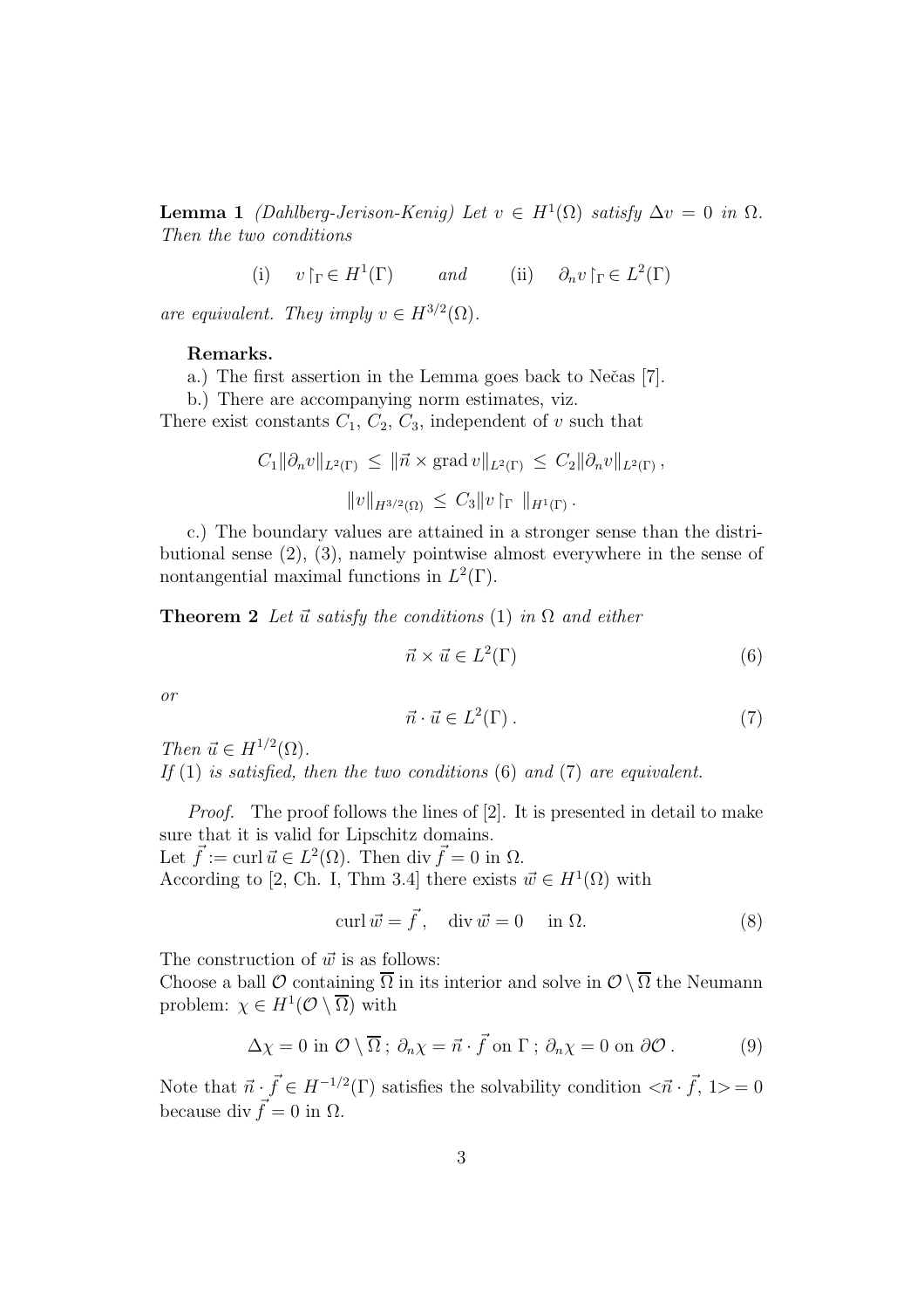**Lemma 1** *(Dahlberg-Jerison-Kenig) Let $v \in H^1(\Omega)$ satisfy $\Delta v = 0$ in $\Omega$. Then the two conditions*

$$\text{(i)} \quad v\restriction_\Gamma \in H^1(\Gamma) \qquad \textit{and} \qquad \text{(ii)} \quad \partial_n v\restriction_\Gamma \in L^2(\Gamma)$$

*are equivalent. They imply $v \in H^{3/2}(\Omega)$.*

**Remarks.**

a.) The first assertion in the Lemma goes back to Nečas [7].

b.) There are accompanying norm estimates, viz.
There exist constants $C_1$, $C_2$, $C_3$, independent of $v$ such that

$$C_1 \|\partial_n v\|_{L^2(\Gamma)} \leq \|\vec{n} \times \operatorname{grad} v\|_{L^2(\Gamma)} \leq C_2 \|\partial_n v\|_{L^2(\Gamma)},$$

$$\|v\|_{H^{3/2}(\Omega)} \leq C_3 \|v\restriction_\Gamma\|_{H^1(\Gamma)}.$$

c.) The boundary values are attained in a stronger sense than the distributional sense (2), (3), namely pointwise almost everywhere in the sense of nontangential maximal functions in $L^2(\Gamma)$.

**Theorem 2** *Let $\vec{u}$ satisfy the conditions* (1) *in $\Omega$ and either*

$$\vec{n} \times \vec{u} \in L^2(\Gamma) \tag{6}$$

*or*

$$\vec{n} \cdot \vec{u} \in L^2(\Gamma). \tag{7}$$

*Then $\vec{u} \in H^{1/2}(\Omega)$.*
*If* (1) *is satisfied, then the two conditions* (6) *and* (7) *are equivalent.*

*Proof.* The proof follows the lines of [2]. It is presented in detail to make sure that it is valid for Lipschitz domains.
Let $\vec{f} := \operatorname{curl} \vec{u} \in L^2(\Omega)$. Then $\operatorname{div} \vec{f} = 0$ in $\Omega$.
According to [2, Ch. I, Thm 3.4] there exists $\vec{w} \in H^1(\Omega)$ with

$$\operatorname{curl} \vec{w} = \vec{f}, \quad \operatorname{div} \vec{w} = 0 \quad \text{ in } \Omega. \tag{8}$$

The construction of $\vec{w}$ is as follows:
Choose a ball $\mathcal{O}$ containing $\overline{\Omega}$ in its interior and solve in $\mathcal{O} \setminus \overline{\Omega}$ the Neumann problem: $\chi \in H^1(\mathcal{O} \setminus \overline{\Omega})$ with

$$\Delta \chi = 0 \text{ in } \mathcal{O} \setminus \overline{\Omega}\,;\ \partial_n \chi = \vec{n} \cdot \vec{f} \text{ on } \Gamma\,;\ \partial_n \chi = 0 \text{ on } \partial\mathcal{O}. \tag{9}$$

Note that $\vec{n} \cdot \vec{f} \in H^{-1/2}(\Gamma)$ satisfies the solvability condition $<\vec{n} \cdot \vec{f}, 1> = 0$ because $\operatorname{div} \vec{f} = 0$ in $\Omega$.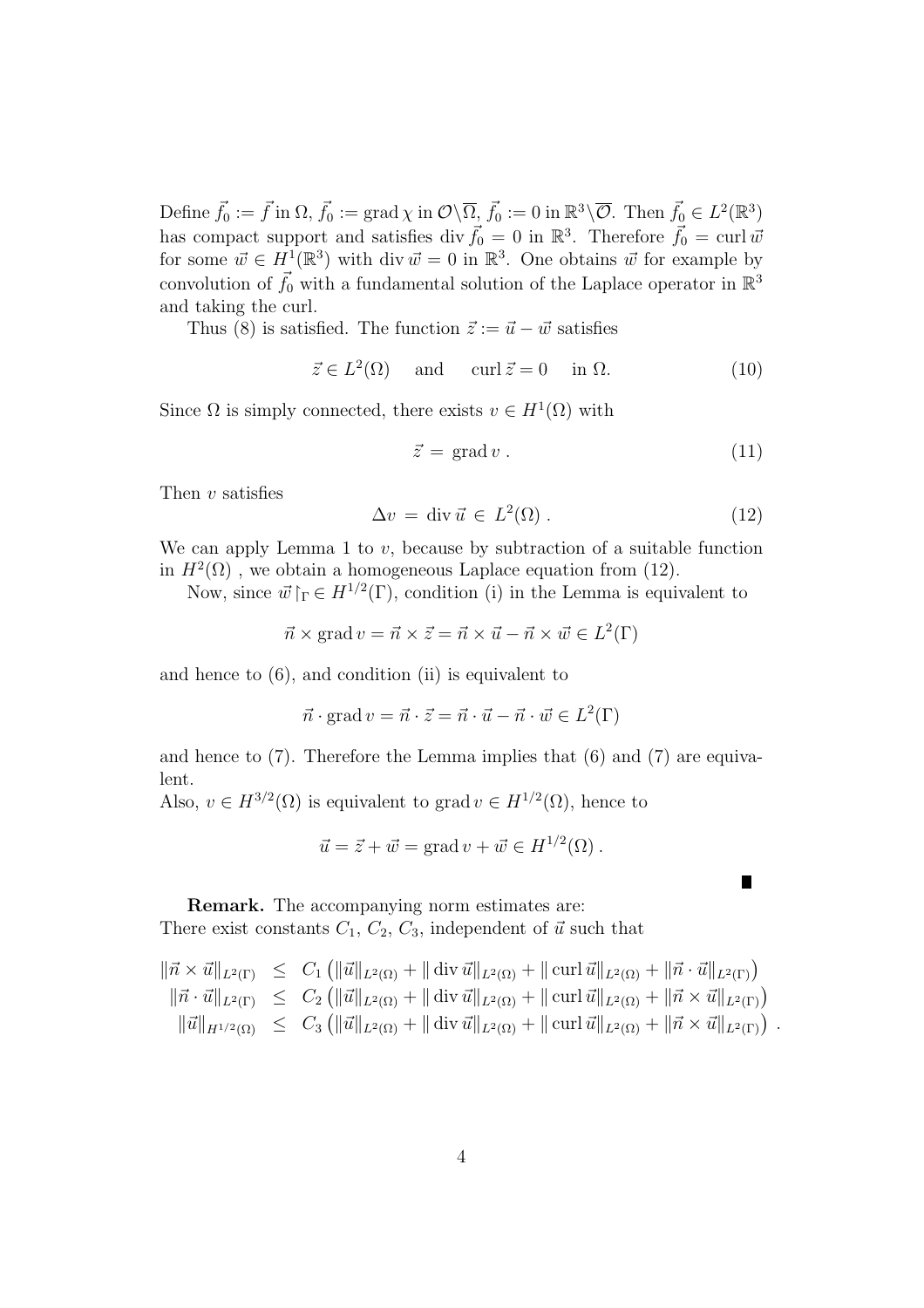Define $\vec{f}_0 := \vec{f}$ in $\Omega$, $\vec{f}_0 := \operatorname{grad} \chi$ in $\mathcal{O} \backslash \overline{\Omega}$, $\vec{f}_0 := 0$ in $\mathbb{R}^3 \backslash \overline{\mathcal{O}}$. Then $\vec{f}_0 \in L^2(\mathbb{R}^3)$ has compact support and satisfies $\operatorname{div} \vec{f}_0 = 0$ in $\mathbb{R}^3$. Therefore $\vec{f}_0 = \operatorname{curl} \vec{w}$ for some $\vec{w} \in H^1(\mathbb{R}^3)$ with $\operatorname{div} \vec{w} = 0$ in $\mathbb{R}^3$. One obtains $\vec{w}$ for example by convolution of $\vec{f}_0$ with a fundamental solution of the Laplace operator in $\mathbb{R}^3$ and taking the curl.

Thus (8) is satisfied. The function $\vec{z} := \vec{u} - \vec{w}$ satisfies

$$\vec{z} \in L^2(\Omega) \quad \text{and} \quad \operatorname{curl} \vec{z} = 0 \quad \text{in } \Omega. \tag{10}$$

Since $\Omega$ is simply connected, there exists $v \in H^1(\Omega)$ with

$$\vec{z} = \operatorname{grad} v \,. \tag{11}$$

Then $v$ satisfies

$$\Delta v = \operatorname{div} \vec{u} \in L^2(\Omega) \,. \tag{12}$$

We can apply Lemma 1 to $v$, because by subtraction of a suitable function in $H^2(\Omega)$ , we obtain a homogeneous Laplace equation from (12).

Now, since $\vec{w}\restriction_\Gamma \in H^{1/2}(\Gamma)$, condition (i) in the Lemma is equivalent to

$$\vec{n} \times \operatorname{grad} v = \vec{n} \times \vec{z} = \vec{n} \times \vec{u} - \vec{n} \times \vec{w} \in L^2(\Gamma)$$

and hence to (6), and condition (ii) is equivalent to

$$\vec{n} \cdot \operatorname{grad} v = \vec{n} \cdot \vec{z} = \vec{n} \cdot \vec{u} - \vec{n} \cdot \vec{w} \in L^2(\Gamma)$$

and hence to (7). Therefore the Lemma implies that (6) and (7) are equivalent.
Also, $v \in H^{3/2}(\Omega)$ is equivalent to $\operatorname{grad} v \in H^{1/2}(\Omega)$, hence to

$$\vec{u} = \vec{z} + \vec{w} = \operatorname{grad} v + \vec{w} \in H^{1/2}(\Omega) \,.$$

∎

**Remark.** The accompanying norm estimates are:
There exist constants $C_1$, $C_2$, $C_3$, independent of $\vec{u}$ such that

$$\begin{aligned}
\|\vec{n} \times \vec{u}\|_{L^2(\Gamma)} &\leq C_1 \left( \|\vec{u}\|_{L^2(\Omega)} + \|\operatorname{div} \vec{u}\|_{L^2(\Omega)} + \|\operatorname{curl} \vec{u}\|_{L^2(\Omega)} + \|\vec{n} \cdot \vec{u}\|_{L^2(\Gamma)} \right) \\
\|\vec{n} \cdot \vec{u}\|_{L^2(\Gamma)} &\leq C_2 \left( \|\vec{u}\|_{L^2(\Omega)} + \|\operatorname{div} \vec{u}\|_{L^2(\Omega)} + \|\operatorname{curl} \vec{u}\|_{L^2(\Omega)} + \|\vec{n} \times \vec{u}\|_{L^2(\Gamma)} \right) \\
\|\vec{u}\|_{H^{1/2}(\Omega)} &\leq C_3 \left( \|\vec{u}\|_{L^2(\Omega)} + \|\operatorname{div} \vec{u}\|_{L^2(\Omega)} + \|\operatorname{curl} \vec{u}\|_{L^2(\Omega)} + \|\vec{n} \times \vec{u}\|_{L^2(\Gamma)} \right) .
\end{aligned}$$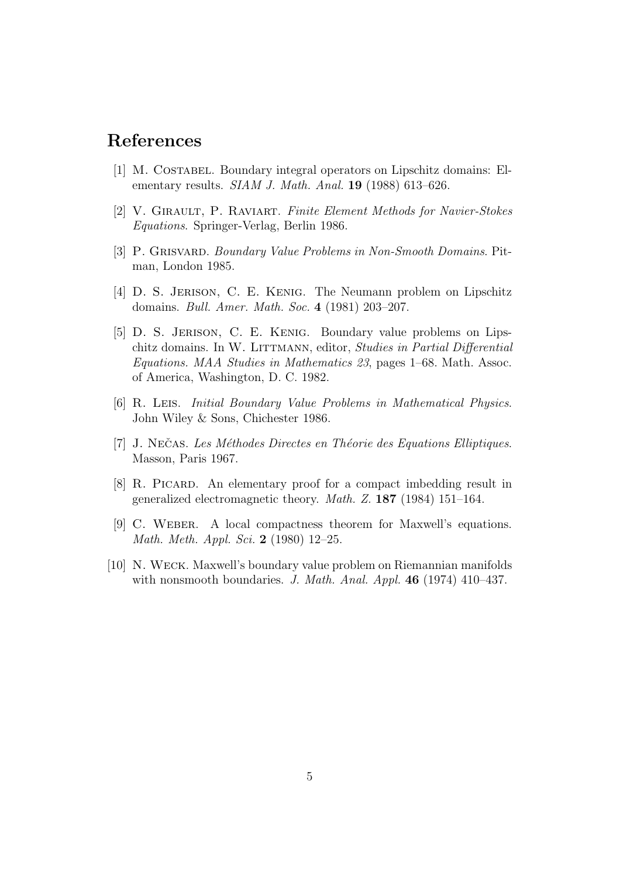## References

[1] M. Costabel. Boundary integral operators on Lipschitz domains: Elementary results. *SIAM J. Math. Anal.* **19** (1988) 613–626.

[2] V. Girault, P. Raviart. *Finite Element Methods for Navier-Stokes Equations*. Springer-Verlag, Berlin 1986.

[3] P. Grisvard. *Boundary Value Problems in Non-Smooth Domains*. Pitman, London 1985.

[4] D. S. Jerison, C. E. Kenig. The Neumann problem on Lipschitz domains. *Bull. Amer. Math. Soc.* **4** (1981) 203–207.

[5] D. S. Jerison, C. E. Kenig. Boundary value problems on Lipschitz domains. In W. Littmann, editor, *Studies in Partial Differential Equations. MAA Studies in Mathematics 23*, pages 1–68. Math. Assoc. of America, Washington, D. C. 1982.

[6] R. Leis. *Initial Boundary Value Problems in Mathematical Physics*. John Wiley & Sons, Chichester 1986.

[7] J. Nečas. *Les Méthodes Directes en Théorie des Equations Elliptiques*. Masson, Paris 1967.

[8] R. Picard. An elementary proof for a compact imbedding result in generalized electromagnetic theory. *Math. Z.* **187** (1984) 151–164.

[9] C. Weber. A local compactness theorem for Maxwell's equations. *Math. Meth. Appl. Sci.* **2** (1980) 12–25.

[10] N. Weck. Maxwell's boundary value problem on Riemannian manifolds with nonsmooth boundaries. *J. Math. Anal. Appl.* **46** (1974) 410–437.